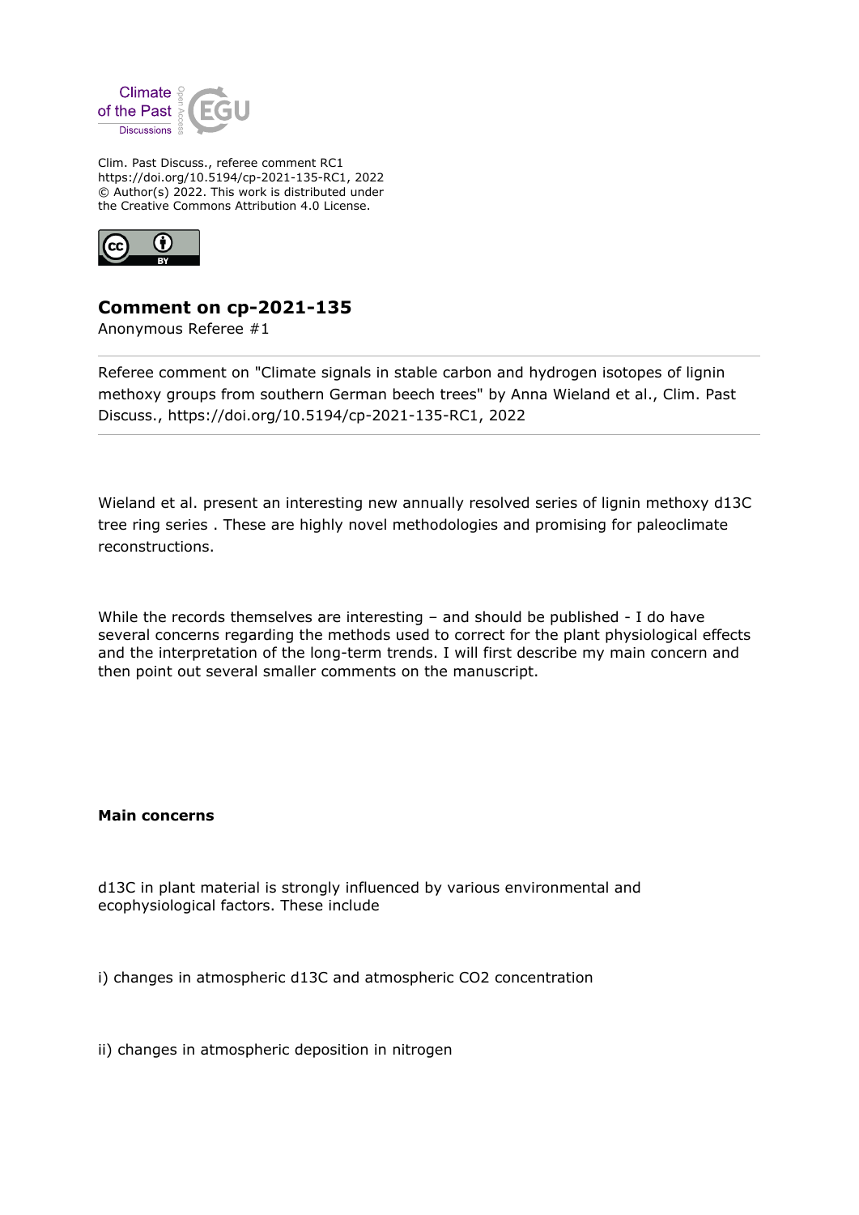Clim. Past Discuss., referee comment RC1
https://doi.org/10.5194/cp-2021-135-RC1, 2022
© Author(s) 2022. This work is distributed under
the Creative Commons Attribution 4.0 License.

## Comment on cp-2021-135

Anonymous Referee #1

Referee comment on "Climate signals in stable carbon and hydrogen isotopes of lignin methoxy groups from southern German beech trees" by Anna Wieland et al., Clim. Past Discuss., https://doi.org/10.5194/cp-2021-135-RC1, 2022

Wieland et al. present an interesting new annually resolved series of lignin methoxy d13C tree ring series . These are highly novel methodologies and promising for paleoclimate reconstructions.

While the records themselves are interesting – and should be published - I do have several concerns regarding the methods used to correct for the plant physiological effects and the interpretation of the long-term trends. I will first describe my main concern and then point out several smaller comments on the manuscript.

**Main concerns**

d13C in plant material is strongly influenced by various environmental and ecophysiological factors. These include

i) changes in atmospheric d13C and atmospheric CO2 concentration

ii) changes in atmospheric deposition in nitrogen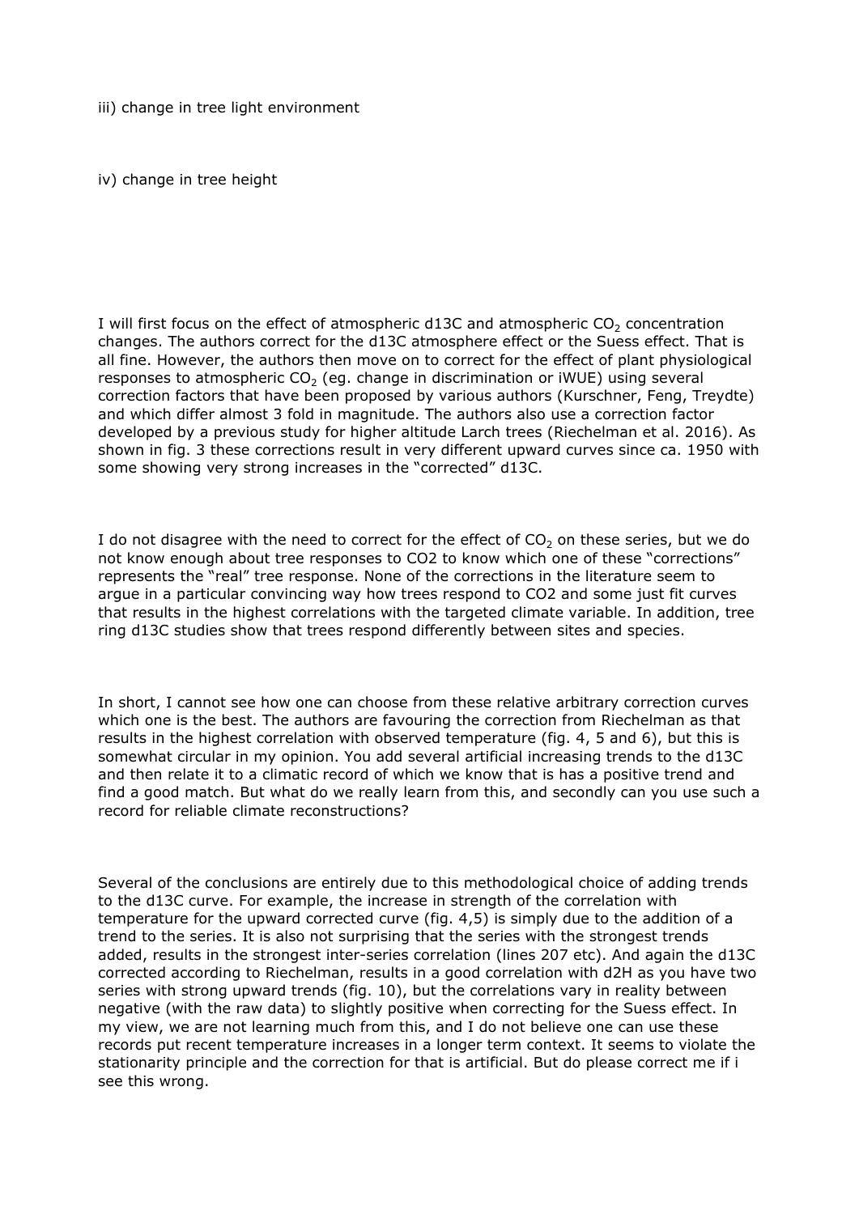iii) change in tree light environment

iv) change in tree height

I will first focus on the effect of atmospheric d13C and atmospheric $CO_2$ concentration changes. The authors correct for the d13C atmosphere effect or the Suess effect. That is all fine. However, the authors then move on to correct for the effect of plant physiological responses to atmospheric $CO_2$ (eg. change in discrimination or iWUE) using several correction factors that have been proposed by various authors (Kurschner, Feng, Treydte) and which differ almost 3 fold in magnitude. The authors also use a correction factor developed by a previous study for higher altitude Larch trees (Riechelman et al. 2016). As shown in fig. 3 these corrections result in very different upward curves since ca. 1950 with some showing very strong increases in the "corrected" d13C.

I do not disagree with the need to correct for the effect of $CO_2$ on these series, but we do not know enough about tree responses to CO2 to know which one of these "corrections" represents the "real" tree response. None of the corrections in the literature seem to argue in a particular convincing way how trees respond to CO2 and some just fit curves that results in the highest correlations with the targeted climate variable. In addition, tree ring d13C studies show that trees respond differently between sites and species.

In short, I cannot see how one can choose from these relative arbitrary correction curves which one is the best. The authors are favouring the correction from Riechelman as that results in the highest correlation with observed temperature (fig. 4, 5 and 6), but this is somewhat circular in my opinion. You add several artificial increasing trends to the d13C and then relate it to a climatic record of which we know that is has a positive trend and find a good match. But what do we really learn from this, and secondly can you use such a record for reliable climate reconstructions?

Several of the conclusions are entirely due to this methodological choice of adding trends to the d13C curve. For example, the increase in strength of the correlation with temperature for the upward corrected curve (fig. 4,5) is simply due to the addition of a trend to the series. It is also not surprising that the series with the strongest trends added, results in the strongest inter-series correlation (lines 207 etc). And again the d13C corrected according to Riechelman, results in a good correlation with d2H as you have two series with strong upward trends (fig. 10), but the correlations vary in reality between negative (with the raw data) to slightly positive when correcting for the Suess effect. In my view, we are not learning much from this, and I do not believe one can use these records put recent temperature increases in a longer term context. It seems to violate the stationarity principle and the correction for that is artificial. But do please correct me if i see this wrong.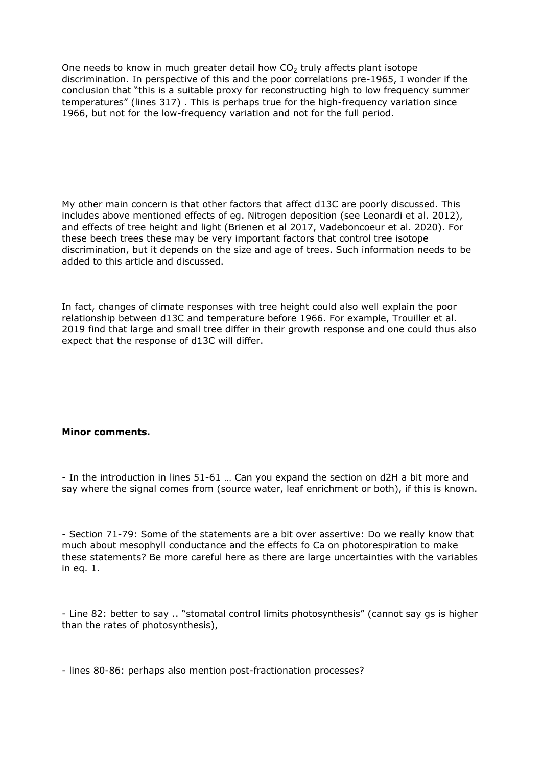One needs to know in much greater detail how $CO_2$ truly affects plant isotope discrimination. In perspective of this and the poor correlations pre-1965, I wonder if the conclusion that "this is a suitable proxy for reconstructing high to low frequency summer temperatures" (lines 317) . This is perhaps true for the high-frequency variation since 1966, but not for the low-frequency variation and not for the full period.

My other main concern is that other factors that affect d13C are poorly discussed. This includes above mentioned effects of eg. Nitrogen deposition (see Leonardi et al. 2012), and effects of tree height and light (Brienen et al 2017, Vadeboncoeur et al. 2020). For these beech trees these may be very important factors that control tree isotope discrimination, but it depends on the size and age of trees. Such information needs to be added to this article and discussed.

In fact, changes of climate responses with tree height could also well explain the poor relationship between d13C and temperature before 1966. For example, Trouiller et al. 2019 find that large and small tree differ in their growth response and one could thus also expect that the response of d13C will differ.

**Minor comments.**

- In the introduction in lines 51-61 … Can you expand the section on d2H a bit more and say where the signal comes from (source water, leaf enrichment or both), if this is known.

- Section 71-79: Some of the statements are a bit over assertive: Do we really know that much about mesophyll conductance and the effects fo Ca on photorespiration to make these statements? Be more careful here as there are large uncertainties with the variables in eq. 1.

- Line 82: better to say .. "stomatal control limits photosynthesis" (cannot say gs is higher than the rates of photosynthesis),

- lines 80-86: perhaps also mention post-fractionation processes?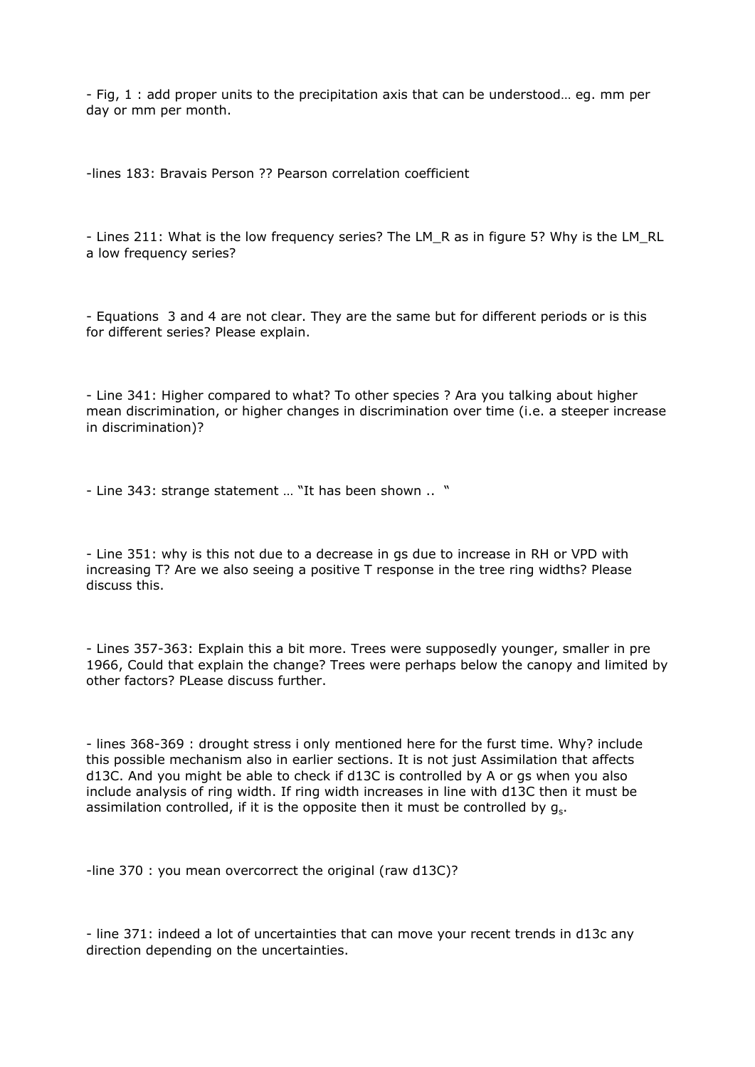- Fig, 1 : add proper units to the precipitation axis that can be understood… eg. mm per day or mm per month.

-lines 183: Bravais Person ?? Pearson correlation coefficient

- Lines 211: What is the low frequency series? The LM_R as in figure 5? Why is the LM_RL a low frequency series?

- Equations 3 and 4 are not clear. They are the same but for different periods or is this for different series? Please explain.

- Line 341: Higher compared to what? To other species ? Ara you talking about higher mean discrimination, or higher changes in discrimination over time (i.e. a steeper increase in discrimination)?

- Line 343: strange statement … "It has been shown .. "

- Line 351: why is this not due to a decrease in gs due to increase in RH or VPD with increasing T? Are we also seeing a positive T response in the tree ring widths? Please discuss this.

- Lines 357-363: Explain this a bit more. Trees were supposedly younger, smaller in pre 1966, Could that explain the change? Trees were perhaps below the canopy and limited by other factors? PLease discuss further.

- lines 368-369 : drought stress i only mentioned here for the furst time. Why? include this possible mechanism also in earlier sections. It is not just Assimilation that affects d13C. And you might be able to check if d13C is controlled by A or gs when you also include analysis of ring width. If ring width increases in line with d13C then it must be assimilation controlled, if it is the opposite then it must be controlled by $g_s$.

-line 370 : you mean overcorrect the original (raw d13C)?

- line 371: indeed a lot of uncertainties that can move your recent trends in d13c any direction depending on the uncertainties.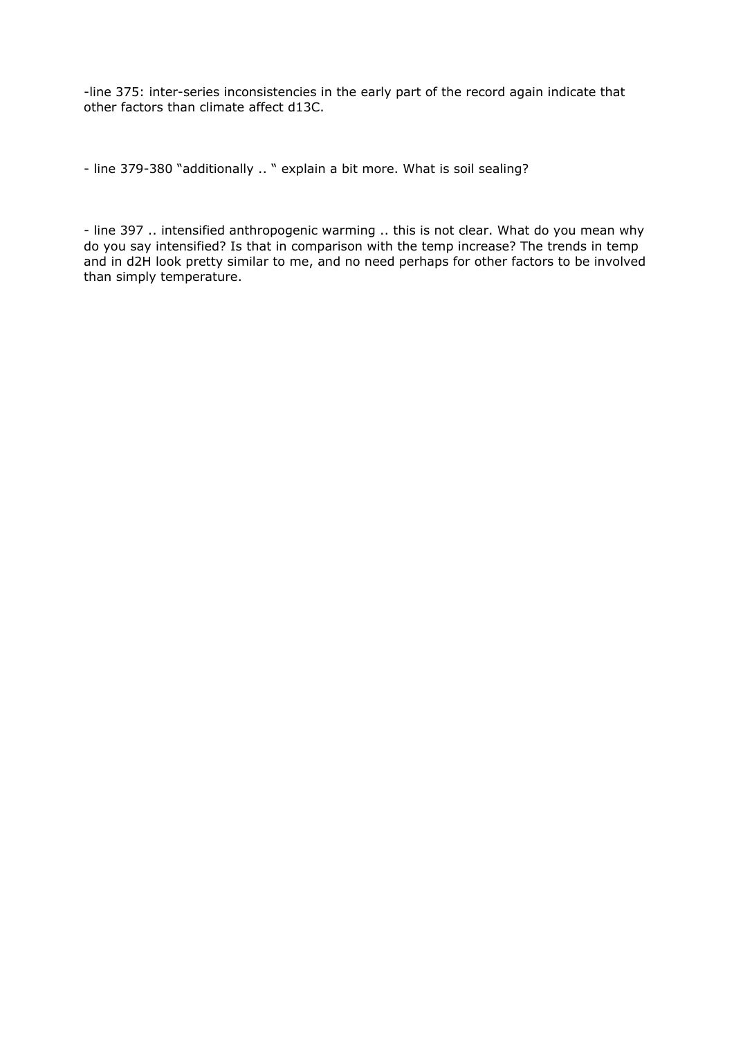-line 375: inter-series inconsistencies in the early part of the record again indicate that other factors than climate affect d13C.

- line 379-380 "additionally .. " explain a bit more. What is soil sealing?

- line 397 .. intensified anthropogenic warming .. this is not clear. What do you mean why do you say intensified? Is that in comparison with the temp increase? The trends in temp and in d2H look pretty similar to me, and no need perhaps for other factors to be involved than simply temperature.